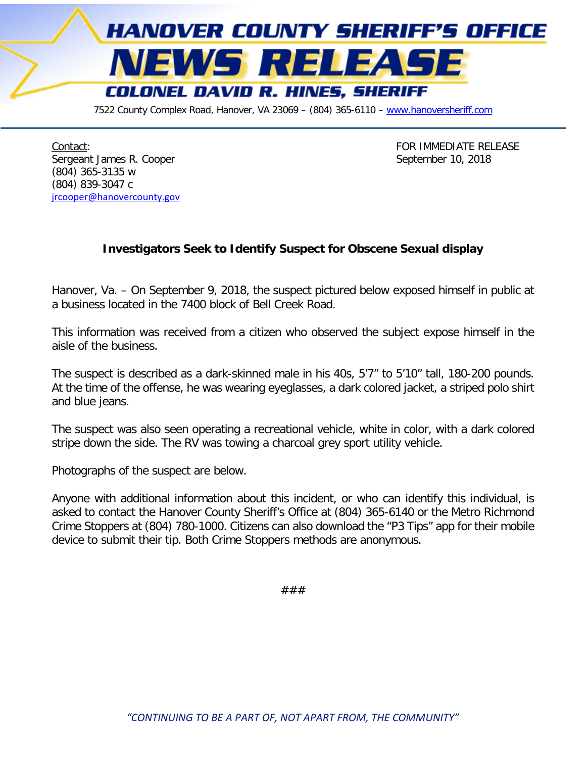# HANOVER COUNTY SHERIFF'S OFFICE

# NEWS RELEASE

## COLONEL DAVID R. HINES, SHERIFF

7522 County Complex Road, Hanover, VA 23069 – (804) 365-6110 – www.hanoversheriff.com

Contact:
Sergeant James R. Cooper
(804) 365-3135 w
(804) 839-3047 c
jrcooper@hanovercounty.gov

FOR IMMEDIATE RELEASE
September 10, 2018

**Investigators Seek to Identify Suspect for Obscene Sexual display**

Hanover, Va. – On September 9, 2018, the suspect pictured below exposed himself in public at a business located in the 7400 block of Bell Creek Road.

This information was received from a citizen who observed the subject expose himself in the aisle of the business.

The suspect is described as a dark-skinned male in his 40s, 5'7" to 5'10" tall, 180-200 pounds. At the time of the offense, he was wearing eyeglasses, a dark colored jacket, a striped polo shirt and blue jeans.

The suspect was also seen operating a recreational vehicle, white in color, with a dark colored stripe down the side. The RV was towing a charcoal grey sport utility vehicle.

Photographs of the suspect are below.

Anyone with additional information about this incident, or who can identify this individual, is asked to contact the Hanover County Sheriff's Office at (804) 365-6140 or the Metro Richmond Crime Stoppers at (804) 780-1000. Citizens can also download the "P3 Tips" app for their mobile device to submit their tip. Both Crime Stoppers methods are anonymous.

###

*"CONTINUING TO BE A PART OF, NOT APART FROM, THE COMMUNITY"*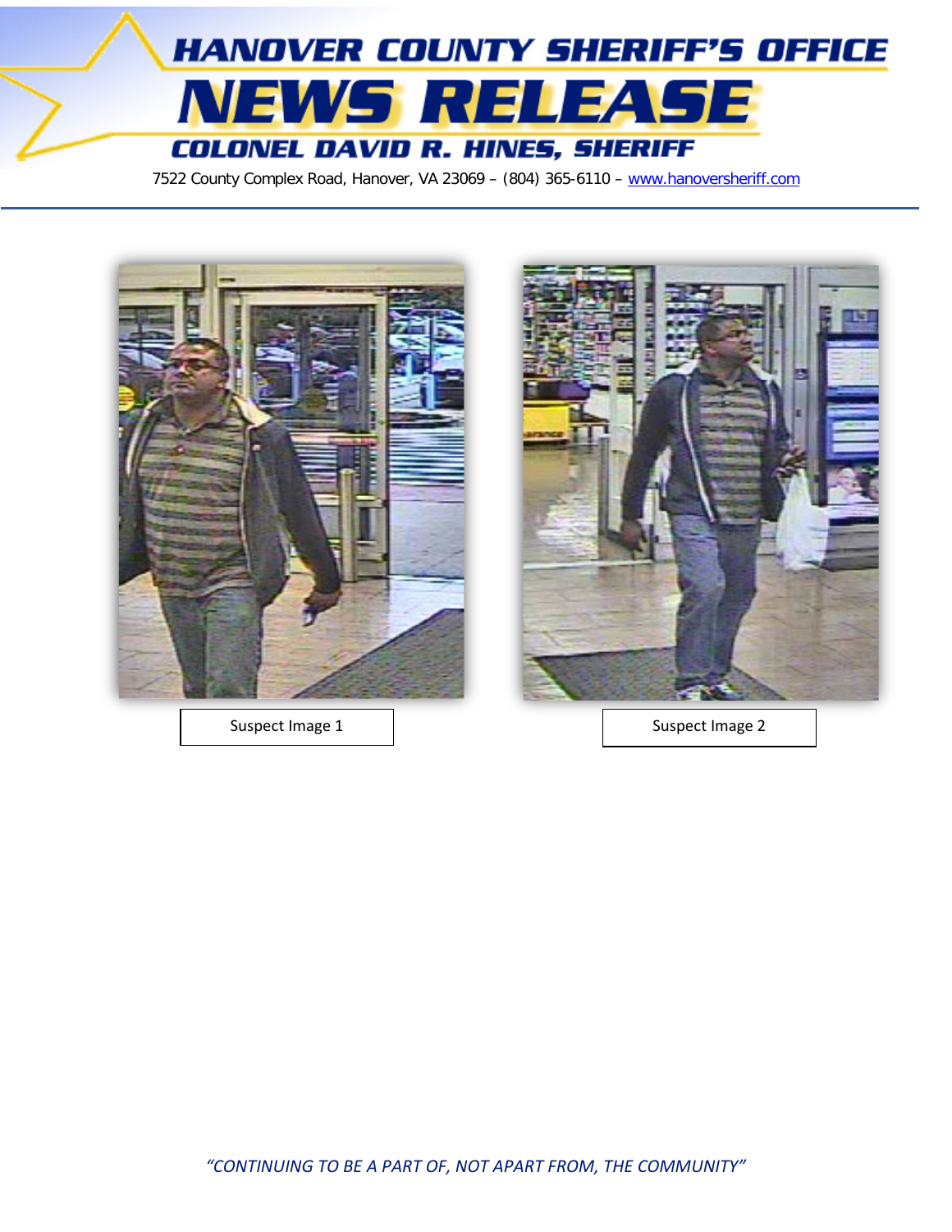# HANOVER COUNTY SHERIFF'S OFFICE

# NEWS RELEASE

## COLONEL DAVID R. HINES, SHERIFF

7522 County Complex Road, Hanover, VA 23069 – (804) 365-6110 – www.hanoversheriff.com

Suspect Image 1

Suspect Image 2

*"CONTINUING TO BE A PART OF, NOT APART FROM, THE COMMUNITY"*